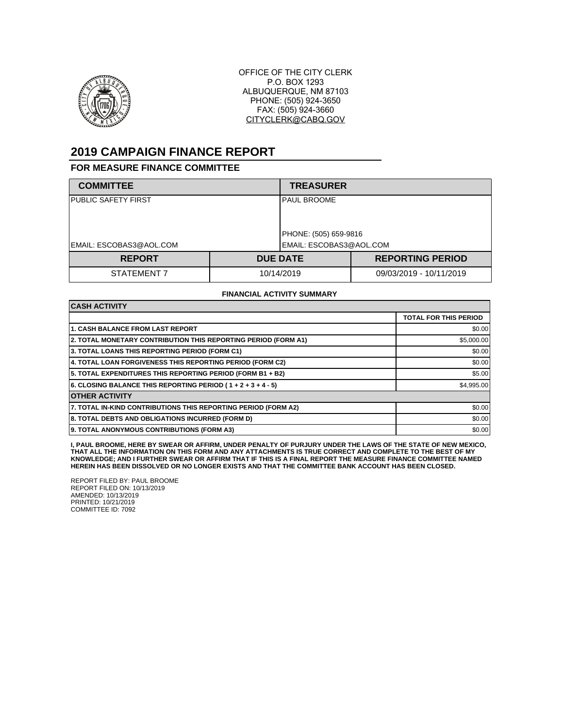OFFICE OF THE CITY CLERK
P.O. BOX 1293
ALBUQUERQUE, NM 87103
PHONE: (505) 924-3650
FAX: (505) 924-3660
CITYCLERK@CABQ.GOV

# 2019 CAMPAIGN FINANCE REPORT

## FOR MEASURE FINANCE COMMITTEE

| COMMITTEE | TREASURER |
|---|---|
| PUBLIC SAFETY FIRST | PAUL BROOME |
| | PHONE: (505) 659-9816 |
| EMAIL: ESCOBAS3@AOL.COM | EMAIL: ESCOBAS3@AOL.COM |

| REPORT | DUE DATE | REPORTING PERIOD |
|---|---|---|
| STATEMENT 7 | 10/14/2019 | 09/03/2019 - 10/11/2019 |

**FINANCIAL ACTIVITY SUMMARY**

| CASH ACTIVITY | |
|---|---|
| | TOTAL FOR THIS PERIOD |
| 1. CASH BALANCE FROM LAST REPORT | $0.00 |
| 2. TOTAL MONETARY CONTRIBUTION THIS REPORTING PERIOD (FORM A1) | $5,000.00 |
| 3. TOTAL LOANS THIS REPORTING PERIOD (FORM C1) | $0.00 |
| 4. TOTAL LOAN FORGIVENESS THIS REPORTING PERIOD (FORM C2) | $0.00 |
| 5. TOTAL EXPENDITURES THIS REPORTING PERIOD (FORM B1 + B2) | $5.00 |
| 6. CLOSING BALANCE THIS REPORTING PERIOD ( 1 + 2 + 3 + 4 - 5) | $4,995.00 |
| **OTHER ACTIVITY** | |
| 7. TOTAL IN-KIND CONTRIBUTIONS THIS REPORTING PERIOD (FORM A2) | $0.00 |
| 8. TOTAL DEBTS AND OBLIGATIONS INCURRED (FORM D) | $0.00 |
| 9. TOTAL ANONYMOUS CONTRIBUTIONS (FORM A3) | $0.00 |

**I, PAUL BROOME, HERE BY SWEAR OR AFFIRM, UNDER PENALTY OF PURJURY UNDER THE LAWS OF THE STATE OF NEW MEXICO, THAT ALL THE INFORMATION ON THIS FORM AND ANY ATTACHMENTS IS TRUE CORRECT AND COMPLETE TO THE BEST OF MY KNOWLEDGE; AND I FURTHER SWEAR OR AFFIRM THAT IF THIS IS A FINAL REPORT THE MEASURE FINANCE COMMITTEE NAMED HEREIN HAS BEEN DISSOLVED OR NO LONGER EXISTS AND THAT THE COMMITTEE BANK ACCOUNT HAS BEEN CLOSED.**

REPORT FILED BY: PAUL BROOME
REPORT FILED ON: 10/13/2019
AMENDED: 10/13/2019
PRINTED: 10/21/2019
COMMITTEE ID: 7092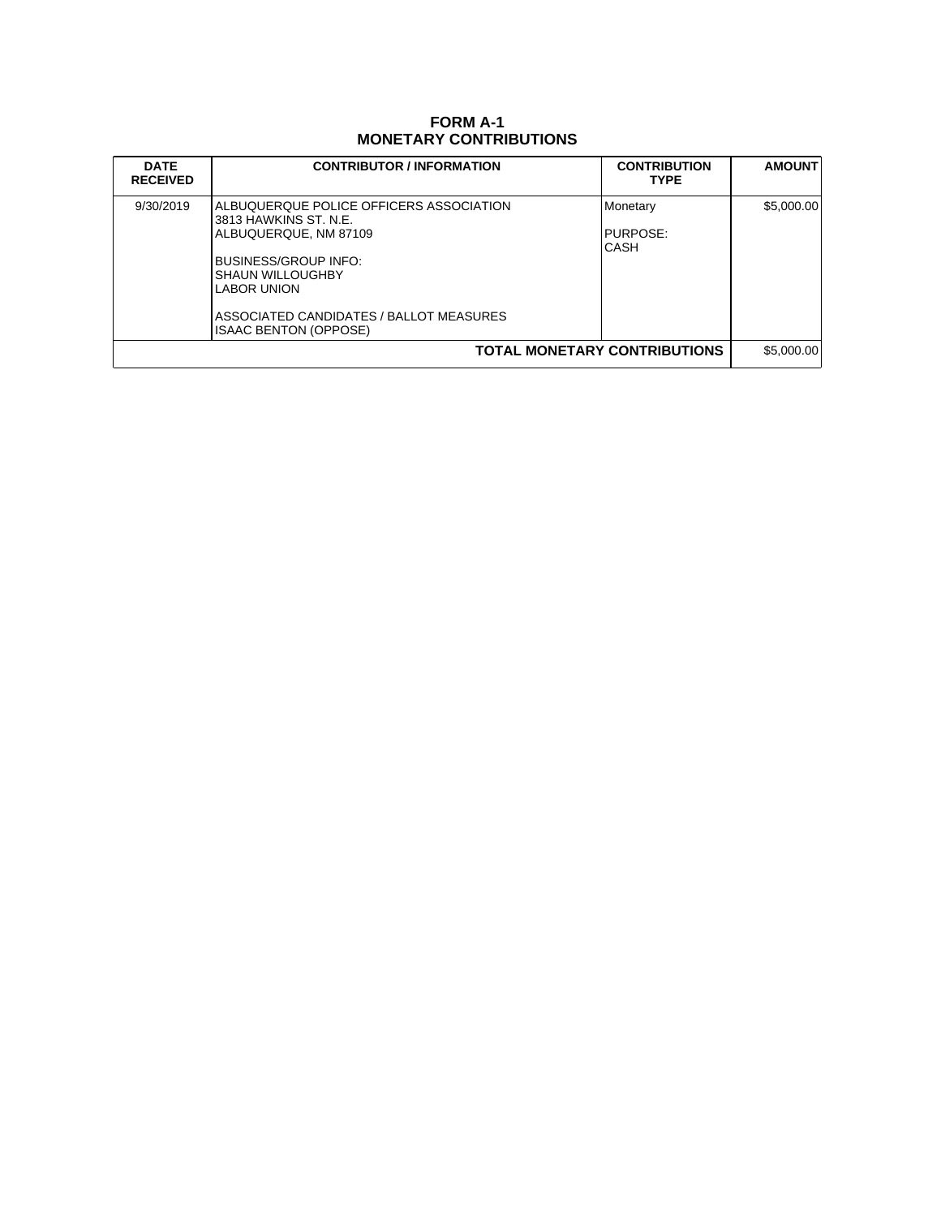# FORM A-1
## MONETARY CONTRIBUTIONS

| DATE RECEIVED | CONTRIBUTOR / INFORMATION | CONTRIBUTION TYPE | AMOUNT |
|---|---|---|---|
| 9/30/2019 | ALBUQUERQUE POLICE OFFICERS ASSOCIATION<br>3813 HAWKINS ST. N.E.<br>ALBUQUERQUE, NM 87109<br><br>BUSINESS/GROUP INFO:<br>SHAUN WILLOUGHBY<br>LABOR UNION<br><br>ASSOCIATED CANDIDATES / BALLOT MEASURES<br>ISAAC BENTON (OPPOSE) | Monetary<br><br>PURPOSE:<br>CASH | $5,000.00 |
| | | **TOTAL MONETARY CONTRIBUTIONS** | $5,000.00 |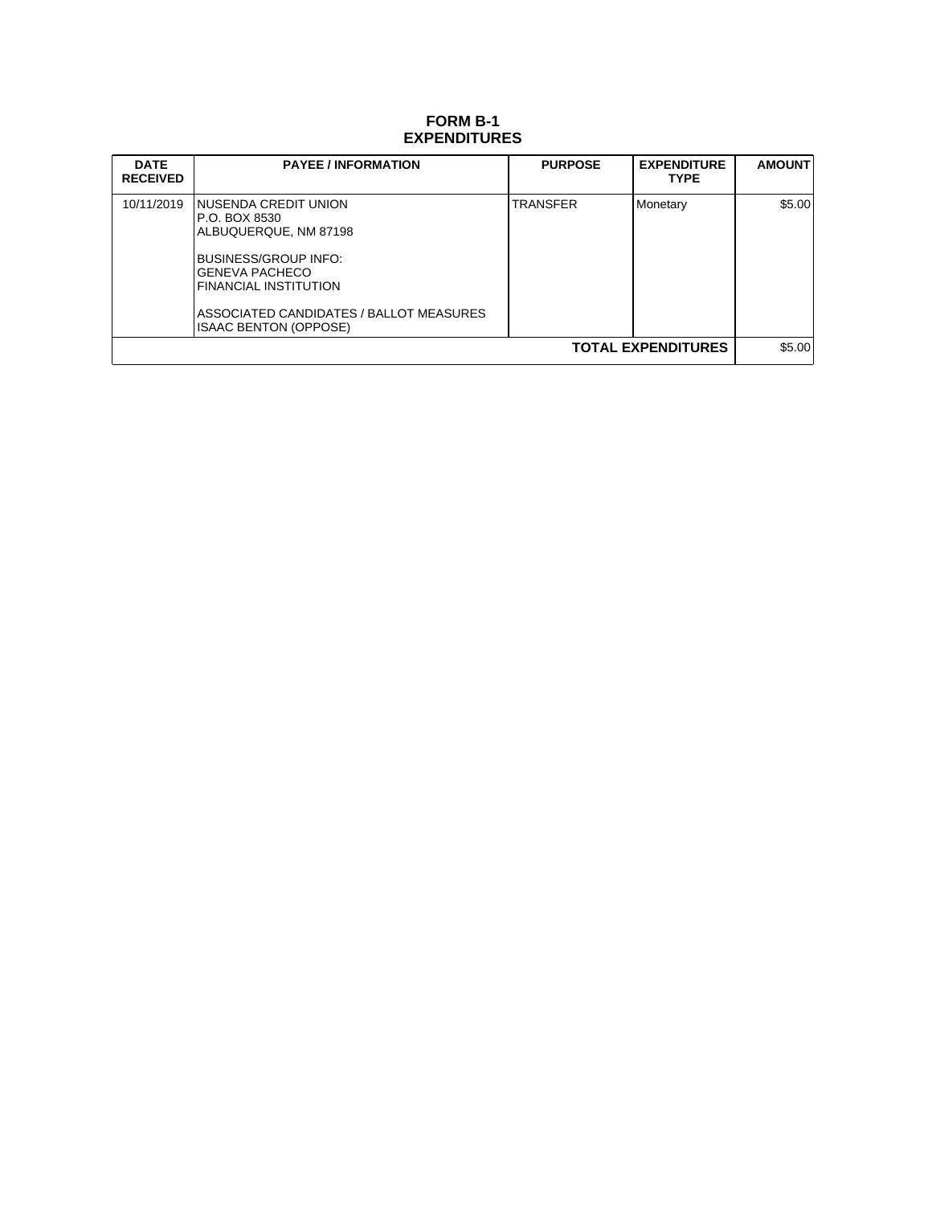**FORM B-1**
**EXPENDITURES**

| DATE RECEIVED | PAYEE / INFORMATION | PURPOSE | EXPENDITURE TYPE | AMOUNT |
|---|---|---|---|---|
| 10/11/2019 | NUSENDA CREDIT UNION<br>P.O. BOX 8530<br>ALBUQUERQUE, NM 87198<br><br>BUSINESS/GROUP INFO:<br>GENEVA PACHECO<br>FINANCIAL INSTITUTION<br><br>ASSOCIATED CANDIDATES / BALLOT MEASURES<br>ISAAC BENTON (OPPOSE) | TRANSFER | Monetary | $5.00 |
| | | | **TOTAL EXPENDITURES** | $5.00 |